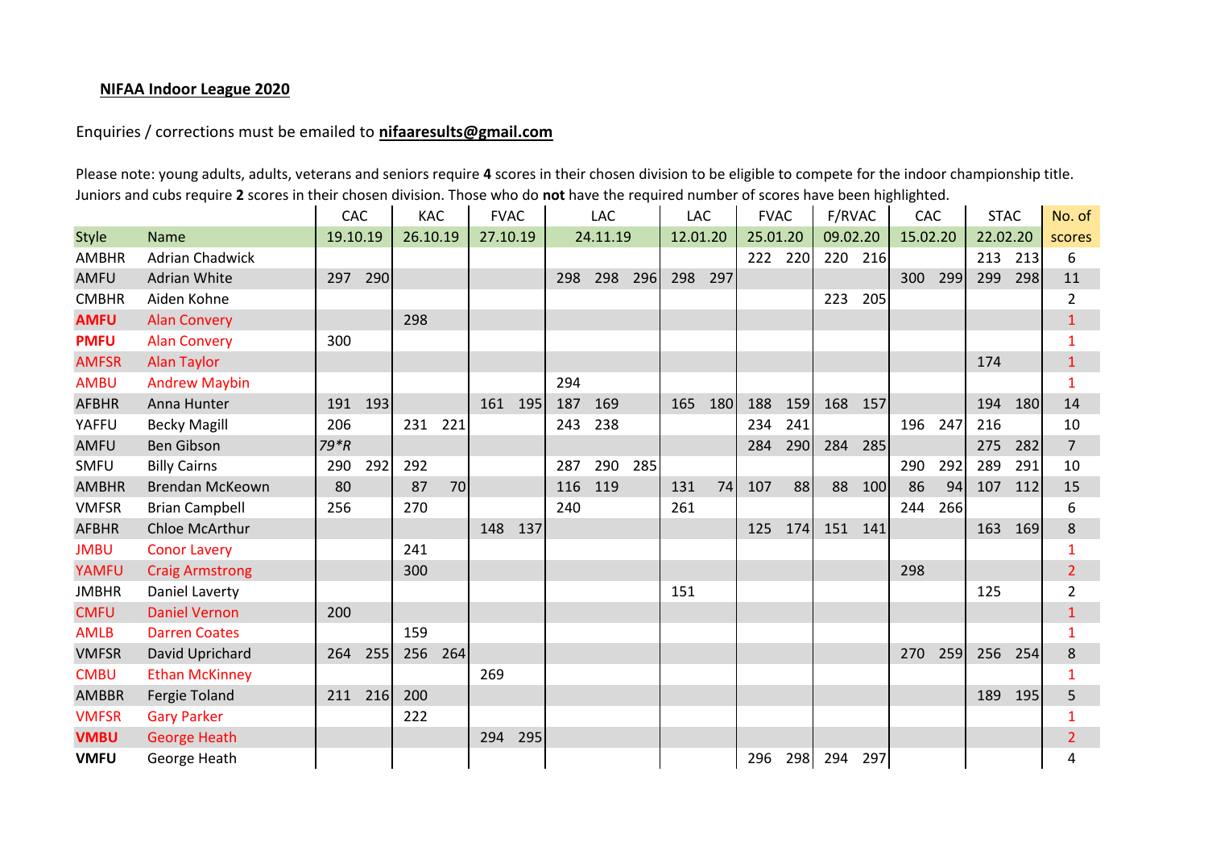**NIFAA Indoor League 2020**

Enquiries / corrections must be emailed to **nifaaresults@gmail.com**

Please note: young adults, adults, veterans and seniors require **4** scores in their chosen division to be eligible to compete for the indoor championship title. Juniors and cubs require **2** scores in their chosen division. Those who do **not** have the required number of scores have been highlighted.

| | | CAC | | KAC | | FVAC | | LAC | | | LAC | | FVAC | | F/RVAC | | CAC | | STAC | | No. of |
|---|---|---|---|---|---|---|---|---|---|---|---|---|---|---|---|---|---|---|---|---|---|
| Style | Name | 19.10.19 | | 26.10.19 | | 27.10.19 | | 24.11.19 | | | 12.01.20 | | 25.01.20 | | 09.02.20 | | 15.02.20 | | 22.02.20 | | scores |
| AMBHR | Adrian Chadwick | | | | | | | | | | | | 222 | 220 | 220 | 216 | | | 213 | 213 | 6 |
| AMFU | Adrian White | 297 | 290 | | | | | 298 | 298 | 296 | 298 | 297 | | | | | 300 | 299 | 299 | 298 | 11 |
| CMBHR | Aiden Kohne | | | | | | | | | | | | | | 223 | 205 | | | | | 2 |
| **AMFU** | Alan Convery | | | 298 | | | | | | | | | | | | | | | | | 1 |
| **PMFU** | Alan Convery | 300 | | | | | | | | | | | | | | | | | | | 1 |
| AMFSR | Alan Taylor | | | | | | | | | | | | | | | | | | 174 | | 1 |
| AMBU | Andrew Maybin | | | | | | | 294 | | | | | | | | | | | | | 1 |
| AFBHR | Anna Hunter | 191 | 193 | | | 161 | 195 | 187 | 169 | | 165 | 180 | 188 | 159 | 168 | 157 | | | 194 | 180 | 14 |
| YAFFU | Becky Magill | 206 | | 231 | 221 | | | 243 | 238 | | | | 234 | 241 | | | 196 | 247 | 216 | | 10 |
| AMFU | Ben Gibson | *79*R* | | | | | | | | | | | 284 | 290 | 284 | 285 | | | 275 | 282 | 7 |
| SMFU | Billy Cairns | 290 | 292 | 292 | | | | 287 | 290 | 285 | | | | | | | 290 | 292 | 289 | 291 | 10 |
| AMBHR | Brendan McKeown | 80 | | 87 | 70 | | | 116 | 119 | | 131 | 74 | 107 | 88 | 88 | 100 | 86 | 94 | 107 | 112 | 15 |
| VMFSR | Brian Campbell | 256 | | 270 | | | | 240 | | | 261 | | | | | | 244 | 266 | | | 6 |
| AFBHR | Chloe McArthur | | | | | 148 | 137 | | | | | | 125 | 174 | 151 | 141 | | | 163 | 169 | 8 |
| JMBU | Conor Lavery | | | 241 | | | | | | | | | | | | | | | | | 1 |
| YAMFU | Craig Armstrong | | | 300 | | | | | | | | | | | | | 298 | | | | 2 |
| JMBHR | Daniel Laverty | | | | | | | | | | 151 | | | | | | | | 125 | | 2 |
| CMFU | Daniel Vernon | 200 | | | | | | | | | | | | | | | | | | | 1 |
| AMLB | Darren Coates | | | 159 | | | | | | | | | | | | | | | | | 1 |
| VMFSR | David Uprichard | 264 | 255 | 256 | 264 | | | | | | | | | | | | 270 | 259 | 256 | 254 | 8 |
| CMBU | Ethan McKinney | | | | | 269 | | | | | | | | | | | | | | | 1 |
| AMBBR | Fergie Toland | 211 | 216 | 200 | | | | | | | | | | | | | | | 189 | 195 | 5 |
| VMFSR | Gary Parker | | | 222 | | | | | | | | | | | | | | | | | 1 |
| **VMBU** | George Heath | | | | | 294 | 295 | | | | | | | | | | | | | | 2 |
| **VMFU** | George Heath | | | | | | | | | | | | 296 | 298 | 294 | 297 | | | | | 4 |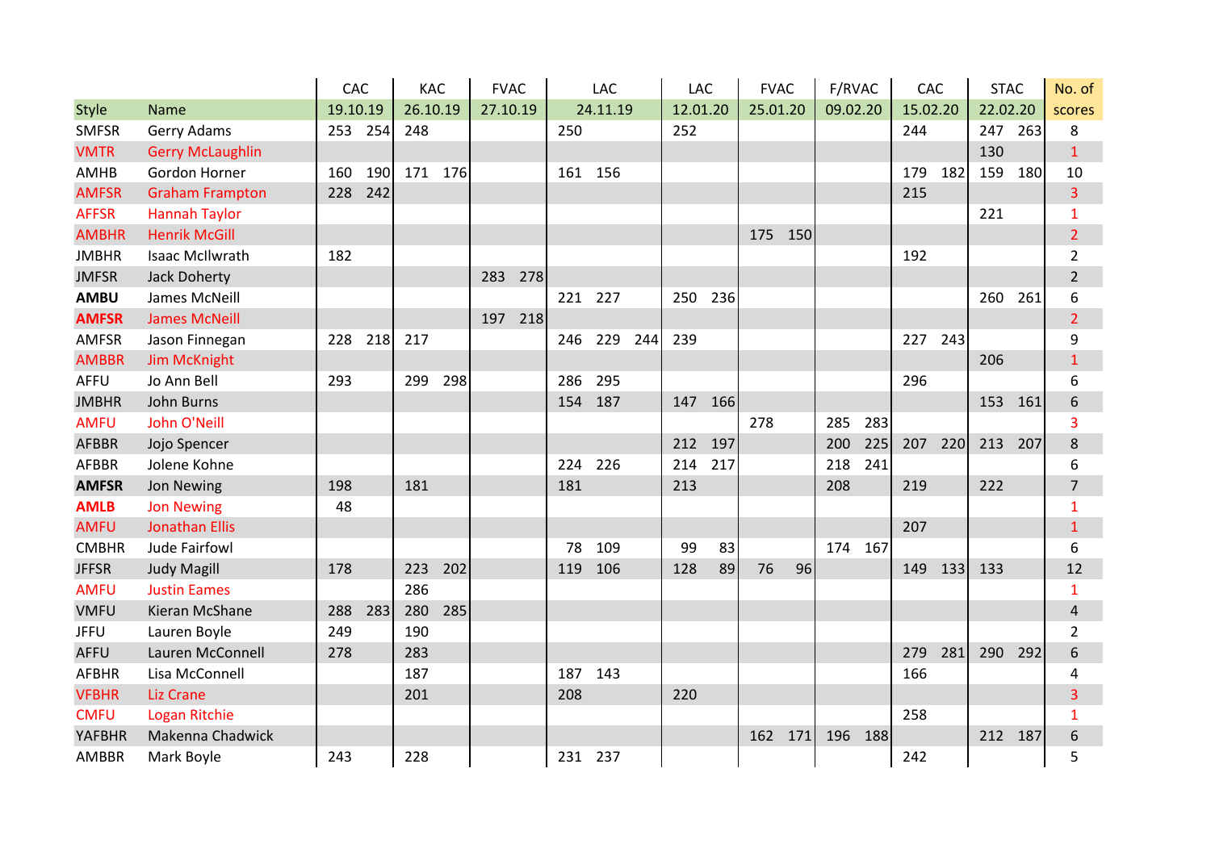| | | CAC | | KAC | | FVAC | | LAC | | | LAC | | FVAC | | F/RVAC | | CAC | | STAC | | No. of |
|---|---|---|---|---|---|---|---|---|---|---|---|---|---|---|---|---|---|---|---|---|---|
| Style | Name | 19.10.19 | | 26.10.19 | | 27.10.19 | | 24.11.19 | | | 12.01.20 | | 25.01.20 | | 09.02.20 | | 15.02.20 | | 22.02.20 | | scores |
| SMFSR | Gerry Adams | 253 | 254 | 248 | | | | 250 | | | 252 | | | | | | 244 | | 247 | 263 | 8 |
| VMTR | Gerry McLaughlin | | | | | | | | | | | | | | | | | | 130 | | 1 |
| AMHB | Gordon Horner | 160 | 190 | 171 | 176 | | | 161 | 156 | | | | | | | | 179 | 182 | 159 | 180 | 10 |
| AMFSR | Graham Frampton | 228 | 242 | | | | | | | | | | | | | | 215 | | | | 3 |
| AFFSR | Hannah Taylor | | | | | | | | | | | | | | | | | | 221 | | 1 |
| AMBHR | Henrik McGill | | | | | | | | | | | | 175 | 150 | | | | | | | 2 |
| JMBHR | Isaac McIlwrath | 182 | | | | | | | | | | | | | | | 192 | | | | 2 |
| JMFSR | Jack Doherty | | | | | 283 | 278 | | | | | | | | | | | | | | 2 |
| **AMBU** | James McNeill | | | | | | | 221 | 227 | | 250 | 236 | | | | | | | 260 | 261 | 6 |
| **AMFSR** | James McNeill | | | | | 197 | 218 | | | | | | | | | | | | | | 2 |
| AMFSR | Jason Finnegan | 228 | 218 | 217 | | | | 246 | 229 | 244 | 239 | | | | | | 227 | 243 | | | 9 |
| AMBBR | Jim McKnight | | | | | | | | | | | | | | | | | | 206 | | 1 |
| AFFU | Jo Ann Bell | 293 | | 299 | 298 | | | 286 | 295 | | | | | | | | 296 | | | | 6 |
| JMBHR | John Burns | | | | | | | 154 | 187 | | 147 | 166 | | | | | | | 153 | 161 | 6 |
| AMFU | John O'Neill | | | | | | | | | | | | 278 | | 285 | 283 | | | | | 3 |
| AFBBR | Jojo Spencer | | | | | | | | | | 212 | 197 | | | 200 | 225 | 207 | 220 | 213 | 207 | 8 |
| AFBBR | Jolene Kohne | | | | | | | 224 | 226 | | 214 | 217 | | | 218 | 241 | | | | | 6 |
| **AMFSR** | Jon Newing | 198 | | 181 | | | | 181 | | | 213 | | | | 208 | | 219 | | 222 | | 7 |
| **AMLB** | Jon Newing | 48 | | | | | | | | | | | | | | | | | | | 1 |
| AMFU | Jonathan Ellis | | | | | | | | | | | | | | | | 207 | | | | 1 |
| CMBHR | Jude Fairfowl | | | | | | | 78 | 109 | | 99 | 83 | | | 174 | 167 | | | | | 6 |
| JFFSR | Judy Magill | 178 | | 223 | 202 | | | 119 | 106 | | 128 | 89 | 76 | 96 | | | 149 | 133 | 133 | | 12 |
| AMFU | Justin Eames | | | 286 | | | | | | | | | | | | | | | | | 1 |
| VMFU | Kieran McShane | 288 | 283 | 280 | 285 | | | | | | | | | | | | | | | | 4 |
| JFFU | Lauren Boyle | 249 | | 190 | | | | | | | | | | | | | | | | | 2 |
| AFFU | Lauren McConnell | 278 | | 283 | | | | | | | | | | | | | 279 | 281 | 290 | 292 | 6 |
| AFBHR | Lisa McConnell | | | 187 | | | | 187 | 143 | | | | | | | | 166 | | | | 4 |
| VFBHR | Liz Crane | | | 201 | | | | 208 | | | 220 | | | | | | | | | | 3 |
| CMFU | Logan Ritchie | | | | | | | | | | | | | | | | 258 | | | | 1 |
| YAFBHR | Makenna Chadwick | | | | | | | | | | | | 162 | 171 | 196 | 188 | | | 212 | 187 | 6 |
| AMBBR | Mark Boyle | 243 | | 228 | | | | 231 | 237 | | | | | | | | 242 | | | | 5 |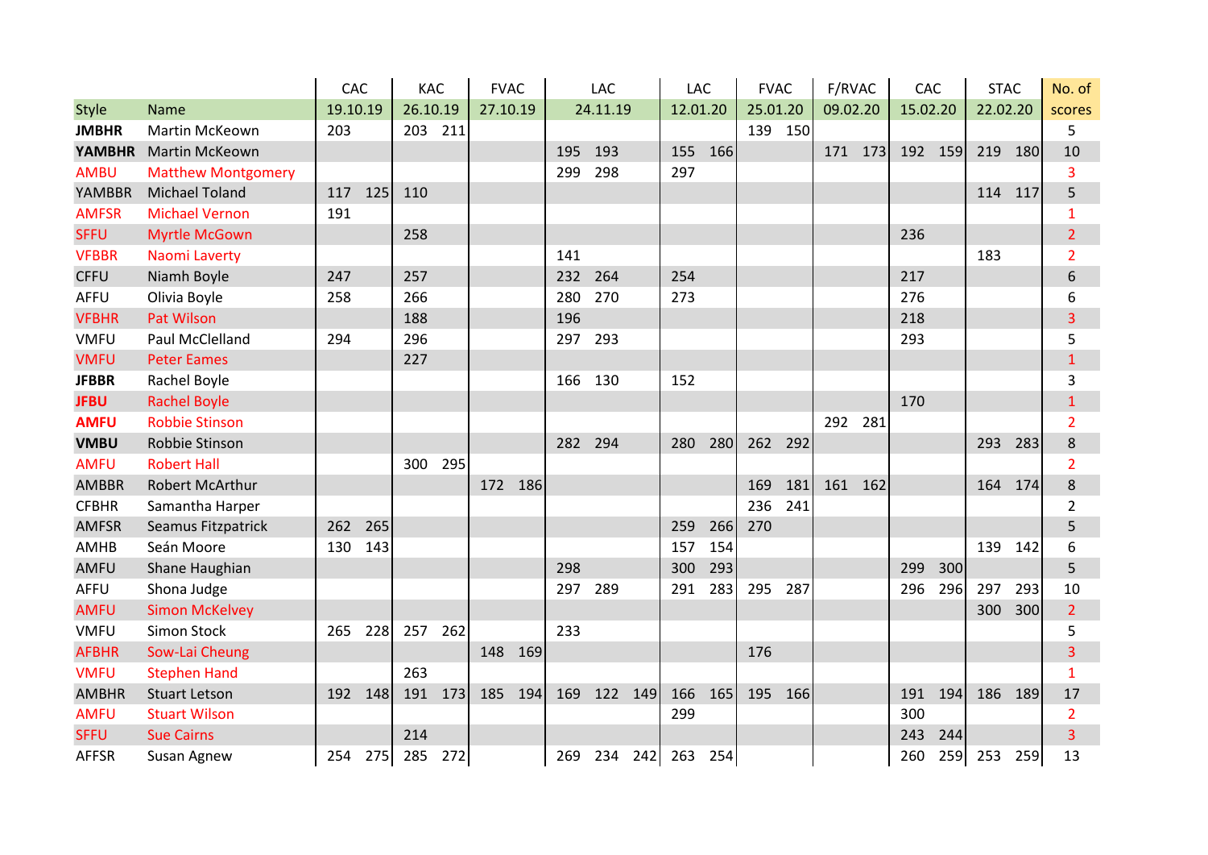| | | CAC | | KAC | | FVAC | | LAC | | | LAC | | FVAC | | F/RVAC | | CAC | | STAC | | No. of |
|---|---|---|---|---|---|---|---|---|---|---|---|---|---|---|---|---|---|---|---|---|---|
| Style | Name | 19.10.19 | | 26.10.19 | | 27.10.19 | | 24.11.19 | | | 12.01.20 | | 25.01.20 | | 09.02.20 | | 15.02.20 | | 22.02.20 | | scores |
| **JMBHR** | Martin McKeown | 203 | | 203 | 211 | | | | | | | | 139 | 150 | | | | | | | 5 |
| **YAMBHR** | Martin McKeown | | | | | | | 195 | 193 | | 155 | 166 | | | 171 | 173 | 192 | 159 | 219 | 180 | 10 |
| AMBU | Matthew Montgomery | | | | | | | 299 | 298 | | 297 | | | | | | | | | | 3 |
| YAMBBR | Michael Toland | 117 | 125 | 110 | | | | | | | | | | | | | | | 114 | 117 | 5 |
| AMFSR | Michael Vernon | 191 | | | | | | | | | | | | | | | | | | | 1 |
| SFFU | Myrtle McGown | | | 258 | | | | | | | | | | | | | 236 | | | | 2 |
| VFBBR | Naomi Laverty | | | | | | | 141 | | | | | | | | | | | 183 | | 2 |
| CFFU | Niamh Boyle | 247 | | 257 | | | | 232 | 264 | | 254 | | | | | | 217 | | | | 6 |
| AFFU | Olivia Boyle | 258 | | 266 | | | | 280 | 270 | | 273 | | | | | | 276 | | | | 6 |
| VFBHR | Pat Wilson | | | 188 | | | | 196 | | | | | | | | | 218 | | | | 3 |
| VMFU | Paul McClelland | 294 | | 296 | | | | 297 | 293 | | | | | | | | 293 | | | | 5 |
| VMFU | Peter Eames | | | 227 | | | | | | | | | | | | | | | | | 1 |
| **JFBBR** | Rachel Boyle | | | | | | | 166 | 130 | | 152 | | | | | | | | | | 3 |
| **JFBU** | Rachel Boyle | | | | | | | | | | | | | | | | 170 | | | | 1 |
| **AMFU** | Robbie Stinson | | | | | | | | | | | | | | 292 | 281 | | | | | 2 |
| **VMBU** | Robbie Stinson | | | | | | | 282 | 294 | | 280 | 280 | 262 | 292 | | | | | 293 | 283 | 8 |
| AMFU | Robert Hall | | | 300 | 295 | | | | | | | | | | | | | | | | 2 |
| AMBBR | Robert McArthur | | | | | 172 | 186 | | | | | | 169 | 181 | 161 | 162 | | | 164 | 174 | 8 |
| CFBHR | Samantha Harper | | | | | | | | | | | | 236 | 241 | | | | | | | 2 |
| AMFSR | Seamus Fitzpatrick | 262 | 265 | | | | | | | | 259 | 266 | 270 | | | | | | | | 5 |
| AMHB | Seán Moore | 130 | 143 | | | | | | | | 157 | 154 | | | | | | | 139 | 142 | 6 |
| AMFU | Shane Haughian | | | | | | | 298 | | | 300 | 293 | | | | | 299 | 300 | | | 5 |
| AFFU | Shona Judge | | | | | | | 297 | 289 | | 291 | 283 | 295 | 287 | | | 296 | 296 | 297 | 293 | 10 |
| AMFU | Simon McKelvey | | | | | | | | | | | | | | | | | | 300 | 300 | 2 |
| VMFU | Simon Stock | 265 | 228 | 257 | 262 | | | 233 | | | | | | | | | | | | | 5 |
| AFBHR | Sow-Lai Cheung | | | | | 148 | 169 | | | | | | 176 | | | | | | | | 3 |
| VMFU | Stephen Hand | | | 263 | | | | | | | | | | | | | | | | | 1 |
| AMBHR | Stuart Letson | 192 | 148 | 191 | 173 | 185 | 194 | 169 | 122 | 149 | 166 | 165 | 195 | 166 | | | 191 | 194 | 186 | 189 | 17 |
| AMFU | Stuart Wilson | | | | | | | | | | 299 | | | | | | 300 | | | | 2 |
| SFFU | Sue Cairns | | | 214 | | | | | | | | | | | | | 243 | 244 | | | 3 |
| AFFSR | Susan Agnew | 254 | 275 | 285 | 272 | | | 269 | 234 | 242 | 263 | 254 | | | | | 260 | 259 | 253 | 259 | 13 |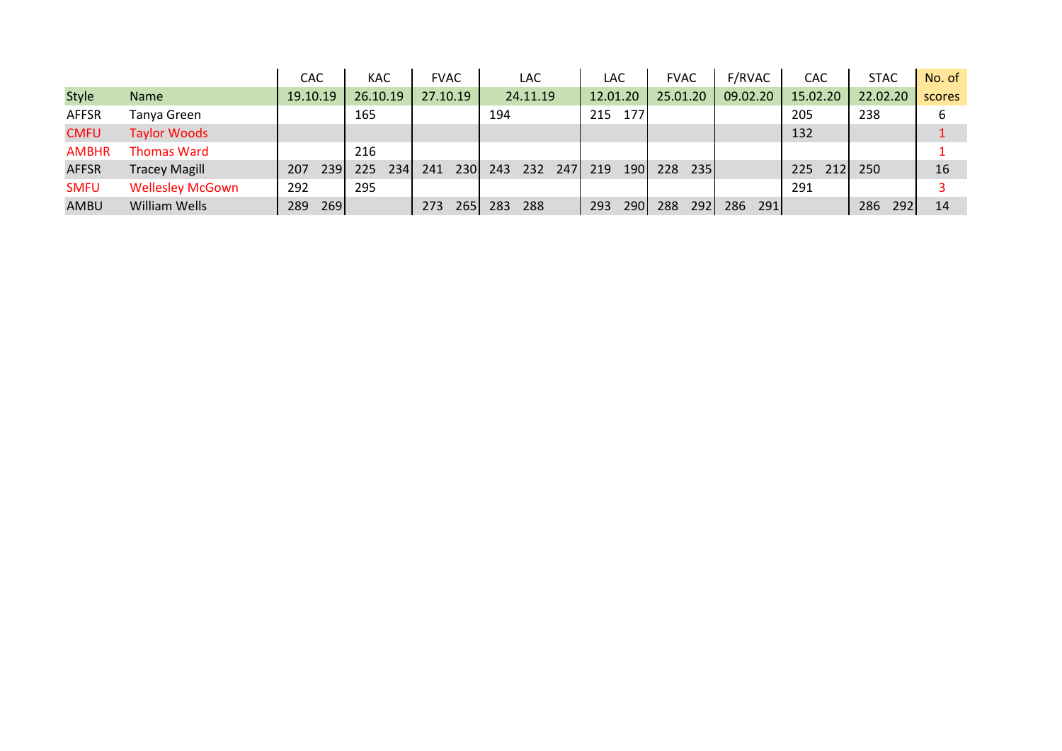| | | CAC | | KAC | | FVAC | | LAC | | | LAC | | FVAC | | F/RVAC | | CAC | | STAC | | No. of |
|---|---|---|---|---|---|---|---|---|---|---|---|---|---|---|---|---|---|---|---|---|---|
| Style | Name | 19.10.19 | | 26.10.19 | | 27.10.19 | | 24.11.19 | | | 12.01.20 | | 25.01.20 | | 09.02.20 | | 15.02.20 | | 22.02.20 | | scores |
| AFFSR | Tanya Green | | | 165 | | | | 194 | | | 215 | 177 | | | | | 205 | | 238 | | 6 |
| CMFU | Taylor Woods | | | | | | | | | | | | | | | | 132 | | | | 1 |
| AMBHR | Thomas Ward | | | 216 | | | | | | | | | | | | | | | | | 1 |
| AFFSR | Tracey Magill | 207 | 239 | 225 | 234 | 241 | 230 | 243 | 232 | 247 | 219 | 190 | 228 | 235 | | | 225 | 212 | 250 | | 16 |
| SMFU | Wellesley McGown | 292 | | 295 | | | | | | | | | | | | | 291 | | | | 3 |
| AMBU | William Wells | 289 | 269 | | | 273 | 265 | 283 | 288 | | 293 | 290 | 288 | 292 | 286 | 291 | | | 286 | 292 | 14 |